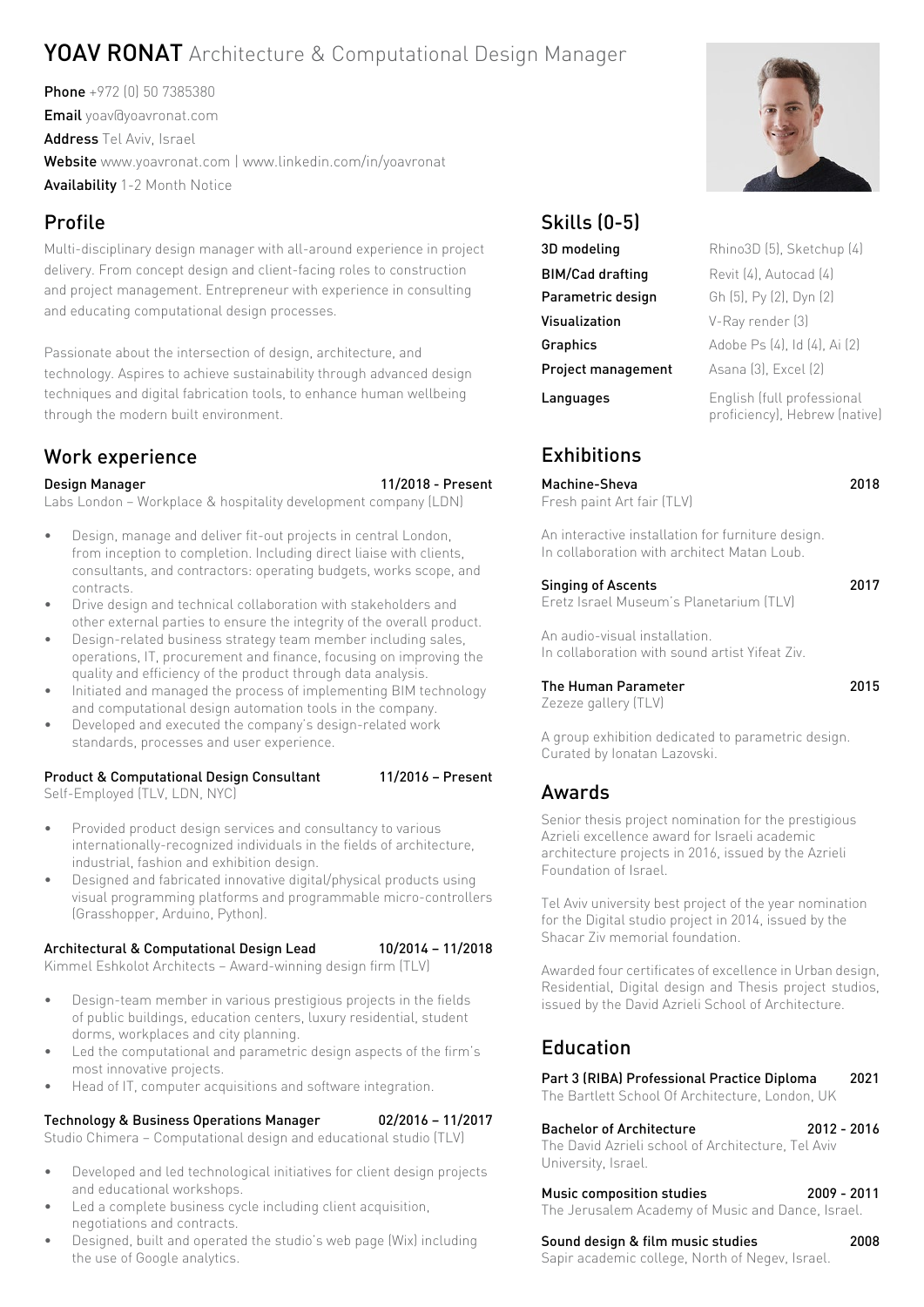# YOAV RONAT Architecture & Computational Design Manager

**Phone** +972 (0) 50 7385380
**Email** yoav@yoavronat.com
**Address** Tel Aviv, Israel
**Website** www.yoavronat.com | www.linkedin.com/in/yoavronat
**Availability** 1-2 Month Notice

## Profile

Multi-disciplinary design manager with all-around experience in project delivery. From concept design and client-facing roles to construction and project management. Entrepreneur with experience in consulting and educating computational design processes.

Passionate about the intersection of design, architecture, and technology. Aspires to achieve sustainability through advanced design techniques and digital fabrication tools, to enhance human wellbeing through the modern built environment.

## Work experience

**Design Manager** — 11/2018 - Present
Labs London – Workplace & hospitality development company (LDN)

- Design, manage and deliver fit-out projects in central London, from inception to completion. Including direct liaise with clients, consultants, and contractors: operating budgets, works scope, and contracts.
- Drive design and technical collaboration with stakeholders and other external parties to ensure the integrity of the overall product.
- Design-related business strategy team member including sales, operations, IT, procurement and finance, focusing on improving the quality and efficiency of the product through data analysis.
- Initiated and managed the process of implementing BIM technology and computational design automation tools in the company.
- Developed and executed the company's design-related work standards, processes and user experience.

**Product & Computational Design Consultant** — 11/2016 – Present
Self-Employed (TLV, LDN, NYC)

- Provided product design services and consultancy to various internationally-recognized individuals in the fields of architecture, industrial, fashion and exhibition design.
- Designed and fabricated innovative digital/physical products using visual programming platforms and programmable micro-controllers (Grasshopper, Arduino, Python).

**Architectural & Computational Design Lead** — 10/2014 – 11/2018
Kimmel Eshkolot Architects – Award-winning design firm (TLV)

- Design-team member in various prestigious projects in the fields of public buildings, education centers, luxury residential, student dorms, workplaces and city planning.
- Led the computational and parametric design aspects of the firm's most innovative projects.
- Head of IT, computer acquisitions and software integration.

**Technology & Business Operations Manager** — 02/2016 – 11/2017
Studio Chimera – Computational design and educational studio (TLV)

- Developed and led technological initiatives for client design projects and educational workshops.
- Led a complete business cycle including client acquisition, negotiations and contracts.
- Designed, built and operated the studio's web page (Wix) including the use of Google analytics.

## Skills (0-5)

| | |
|---|---|
| **3D modeling** | Rhino3D (5), Sketchup (4) |
| **BIM/Cad drafting** | Revit (4), Autocad (4) |
| **Parametric design** | Gh (5), Py (2), Dyn (2) |
| **Visualization** | V-Ray render (3) |
| **Graphics** | Adobe Ps (4), Id (4), Ai (2) |
| **Project management** | Asana (3), Excel (2) |
| **Languages** | English (full professional proficiency), Hebrew (native) |

## Exhibitions

**Machine-Sheva** — 2018
Fresh paint Art fair (TLV)

An interactive installation for furniture design.
In collaboration with architect Matan Loub.

**Singing of Ascents** — 2017
Eretz Israel Museum's Planetarium (TLV)

An audio-visual installation.
In collaboration with sound artist Yifeat Ziv.

**The Human Parameter** — 2015
Zezeze gallery (TLV)

A group exhibition dedicated to parametric design.
Curated by Ionatan Lazovski.

## Awards

Senior thesis project nomination for the prestigious Azrieli excellence award for Israeli academic architecture projects in 2016, issued by the Azrieli Foundation of Israel.

Tel Aviv university best project of the year nomination for the Digital studio project in 2014, issued by the Shacar Ziv memorial foundation.

Awarded four certificates of excellence in Urban design, Residential, Digital design and Thesis project studios, issued by the David Azrieli School of Architecture.

## Education

**Part 3 (RIBA) Professional Practice Diploma** — 2021
The Bartlett School Of Architecture, London, UK

**Bachelor of Architecture** — 2012 - 2016
The David Azrieli school of Architecture, Tel Aviv University, Israel.

**Music composition studies** — 2009 - 2011
The Jerusalem Academy of Music and Dance, Israel.

**Sound design & film music studies** — 2008
Sapir academic college, North of Negev, Israel.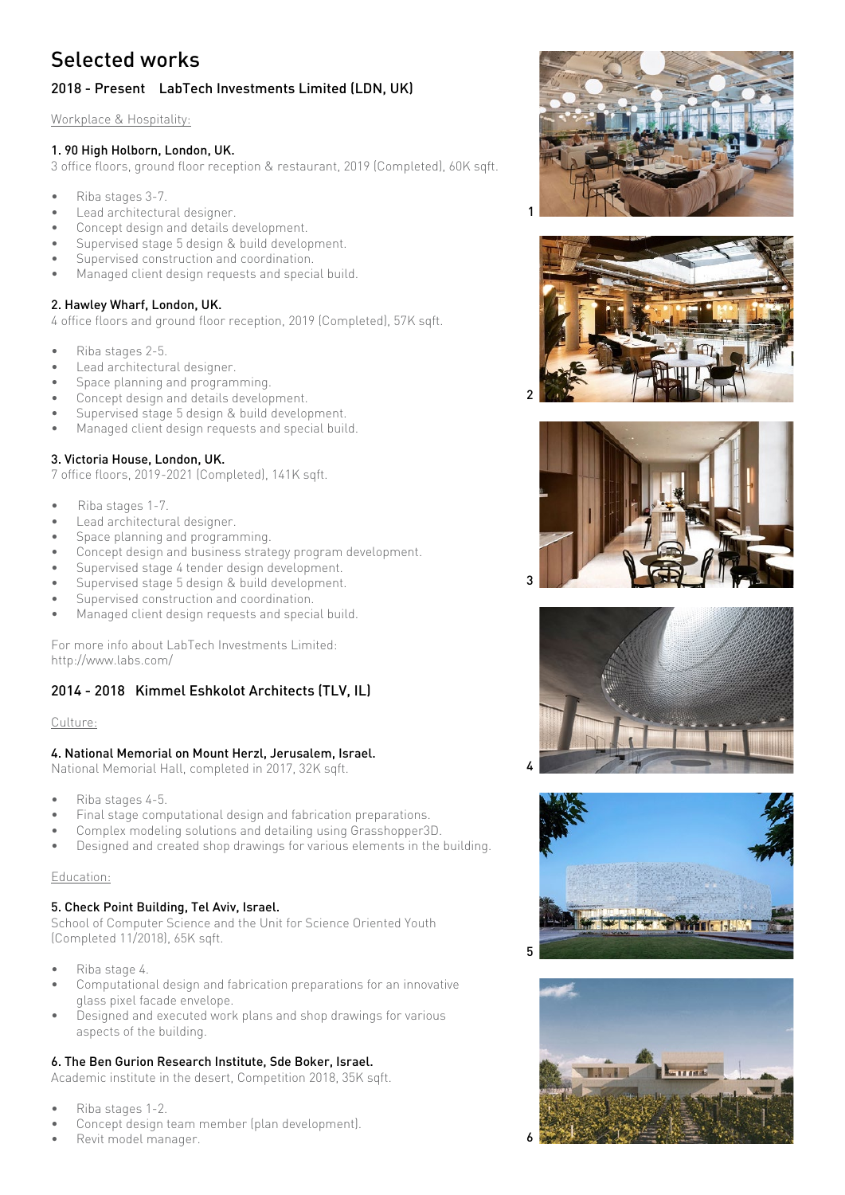# Selected works

## 2018 - Present   LabTech Investments Limited (LDN, UK)

Workplace & Hospitality:

### 1. 90 High Holborn, London, UK.

3 office floors, ground floor reception & restaurant, 2019 (Completed), 60K sqft.

- Riba stages 3-7.
- Lead architectural designer.
- Concept design and details development.
- Supervised stage 5 design & build development.
- Supervised construction and coordination.
- Managed client design requests and special build.

### 2. Hawley Wharf, London, UK.

4 office floors and ground floor reception, 2019 (Completed), 57K sqft.

- Riba stages 2-5.
- Lead architectural designer.
- Space planning and programming.
- Concept design and details development.
- Supervised stage 5 design & build development.
- Managed client design requests and special build.

### 3. Victoria House, London, UK.

7 office floors, 2019-2021 (Completed), 141K sqft.

- Riba stages 1-7.
- Lead architectural designer.
- Space planning and programming.
- Concept design and business strategy program development.
- Supervised stage 4 tender design development.
- Supervised stage 5 design & build development.
- Supervised construction and coordination.
- Managed client design requests and special build.

For more info about LabTech Investments Limited:
http://www.labs.com/

## 2014 - 2018   Kimmel Eshkolot Architects (TLV, IL)

Culture:

### 4. National Memorial on Mount Herzl, Jerusalem, Israel.

National Memorial Hall, completed in 2017, 32K sqft.

- Riba stages 4-5.
- Final stage computational design and fabrication preparations.
- Complex modeling solutions and detailing using Grasshopper3D.
- Designed and created shop drawings for various elements in the building.

Education:

### 5. Check Point Building, Tel Aviv, Israel.

School of Computer Science and the Unit for Science Oriented Youth (Completed 11/2018), 65K sqft.

- Riba stage 4.
- Computational design and fabrication preparations for an innovative glass pixel facade envelope.
- Designed and executed work plans and shop drawings for various aspects of the building.

### 6. The Ben Gurion Research Institute, Sde Boker, Israel.

Academic institute in the desert, Competition 2018, 35K sqft.

- Riba stages 1-2.
- Concept design team member (plan development).
- Revit model manager.

1

2

3

4

5

6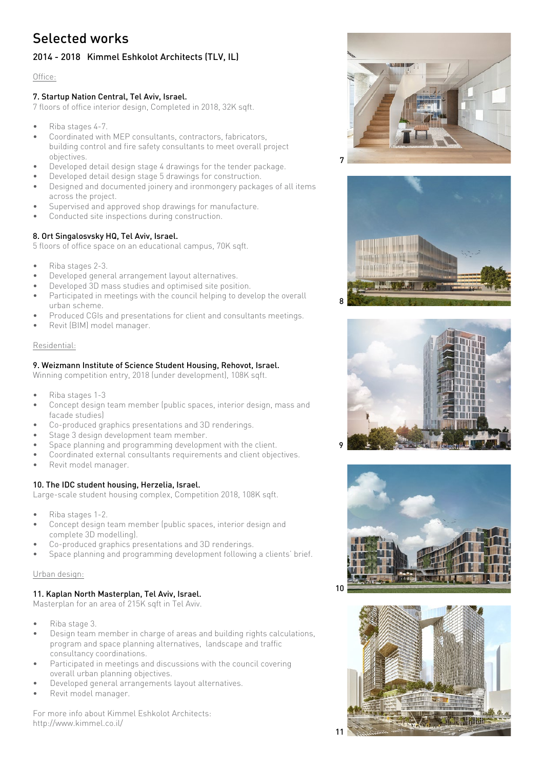# Selected works

## 2014 - 2018 Kimmel Eshkolot Architects (TLV, IL)

Office:

### 7. Startup Nation Central, Tel Aviv, Israel.

7 floors of office interior design, Completed in 2018, 32K sqft.

- Riba stages 4-7.
- Coordinated with MEP consultants, contractors, fabricators, building control and fire safety consultants to meet overall project objectives.
- Developed detail design stage 4 drawings for the tender package.
- Developed detail design stage 5 drawings for construction.
- Designed and documented joinery and ironmongery packages of all items across the project.
- Supervised and approved shop drawings for manufacture.
- Conducted site inspections during construction.

### 8. Ort Singalosvsky HQ, Tel Aviv, Israel.

5 floors of office space on an educational campus, 70K sqft.

- Riba stages 2-3.
- Developed general arrangement layout alternatives.
- Developed 3D mass studies and optimised site position.
- Participated in meetings with the council helping to develop the overall urban scheme.
- Produced CGIs and presentations for client and consultants meetings.
- Revit (BIM) model manager.

Residential:

### 9. Weizmann Institute of Science Student Housing, Rehovot, Israel.

Winning competition entry, 2018 (under development), 108K sqft.

- Riba stages 1-3
- Concept design team member (public spaces, interior design, mass and facade studies)
- Co-produced graphics presentations and 3D renderings.
- Stage 3 design development team member.
- Space planning and programming development with the client.
- Coordinated external consultants requirements and client objectives.
- Revit model manager.

### 10. The IDC student housing, Herzelia, Israel.

Large-scale student housing complex, Competition 2018, 108K sqft.

- Riba stages 1-2.
- Concept design team member (public spaces, interior design and complete 3D modelling).
- Co-produced graphics presentations and 3D renderings.
- Space planning and programming development following a clients' brief.

Urban design:

### 11. Kaplan North Masterplan, Tel Aviv, Israel.

Masterplan for an area of 215K sqft in Tel Aviv.

- Riba stage 3.
- Design team member in charge of areas and building rights calculations, program and space planning alternatives, landscape and traffic consultancy coordinations.
- Participated in meetings and discussions with the council covering overall urban planning objectives.
- Developed general arrangements layout alternatives.
- Revit model manager.

For more info about Kimmel Eshkolot Architects:
http://www.kimmel.co.il/

7

8

9

10

11